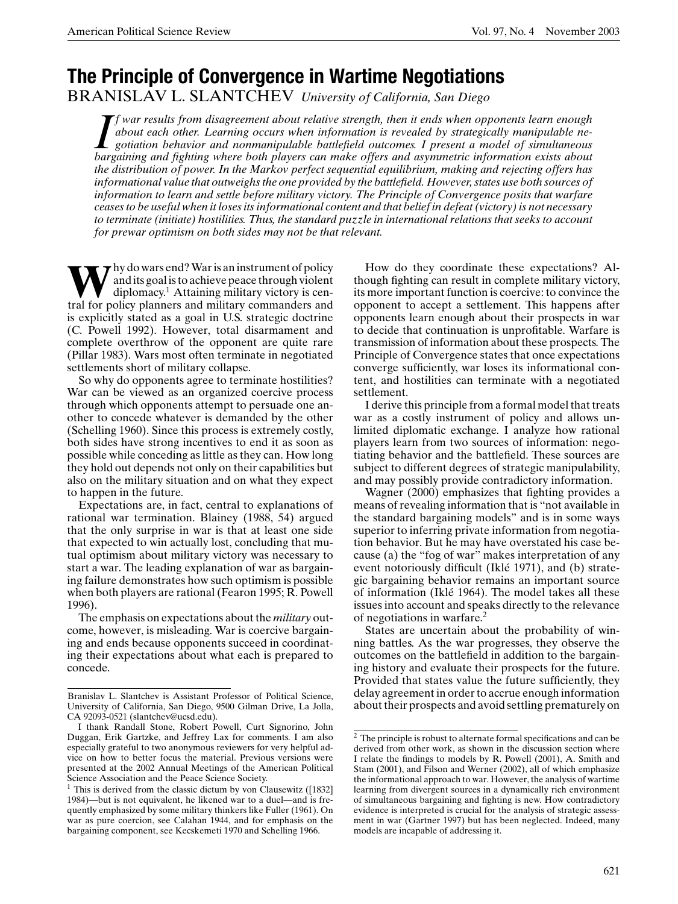# The Principle of Convergence in Wartime Negotiations

BRANISLAV L. SLANTCHEV *University of California, San Diego*

*If war results from disagreement about relative strength, then it ends when opponents learn enough about each other. Learning occurs when information is revealed by strategically manipulable negotiation behavior and nonmanipulable battlefield outcomes. I present a model of simultaneous bargaining and fighting where both players can make offers and asymmetric information exists about the distribution of power. In the Markov perfect sequential equilibrium, making and rejecting offers has informational value that outweighs the one provided by the battlefield. However, states use both sources of information to learn and settle before military victory. The Principle of Convergence posits that warfare ceases to be useful when it loses its informational content and that belief in defeat (victory) is not necessary to terminate (initiate) hostilities. Thus, the standard puzzle in international relations that seeks to account for prewar optimism on both sides may not be that relevant.*

Why do wars end? War is an instrument of policy and its goal is to achieve peace through violent diplomacy.[1] Attaining military victory is central for policy planners and military commanders and is explicitly stated as a goal in U.S. strategic doctrine (C. Powell 1992). However, total disarmament and complete overthrow of the opponent are quite rare (Pillar 1983). Wars most often terminate in negotiated settlements short of military collapse.

So why do opponents agree to terminate hostilities? War can be viewed as an organized coercive process through which opponents attempt to persuade one another to concede whatever is demanded by the other (Schelling 1960). Since this process is extremely costly, both sides have strong incentives to end it as soon as possible while conceding as little as they can. How long they hold out depends not only on their capabilities but also on the military situation and on what they expect to happen in the future.

Expectations are, in fact, central to explanations of rational war termination. Blainey (1988, 54) argued that the only surprise in war is that at least one side that expected to win actually lost, concluding that mutual optimism about military victory was necessary to start a war. The leading explanation of war as bargaining failure demonstrates how such optimism is possible when both players are rational (Fearon 1995; R. Powell 1996).

The emphasis on expectations about the *military* outcome, however, is misleading. War is coercive bargaining and ends because opponents succeed in coordinating their expectations about what each is prepared to concede.

How do they coordinate these expectations? Although fighting can result in complete military victory, its more important function is coercive: to convince the opponent to accept a settlement. This happens after opponents learn enough about their prospects in war to decide that continuation is unprofitable. Warfare is transmission of information about these prospects. The Principle of Convergence states that once expectations converge sufficiently, war loses its informational content, and hostilities can terminate with a negotiated settlement.

I derive this principle from a formal model that treats war as a costly instrument of policy and allows unlimited diplomatic exchange. I analyze how rational players learn from two sources of information: negotiating behavior and the battlefield. These sources are subject to different degrees of strategic manipulability, and may possibly provide contradictory information.

Wagner (2000) emphasizes that fighting provides a means of revealing information that is "not available in the standard bargaining models" and is in some ways superior to inferring private information from negotiation behavior. But he may have overstated his case because (a) the "fog of war" makes interpretation of any event notoriously difficult (Iklé 1971), and (b) strategic bargaining behavior remains an important source of information (Iklé 1964). The model takes all these issues into account and speaks directly to the relevance of negotiations in warfare.[2]

States are uncertain about the probability of winning battles. As the war progresses, they observe the outcomes on the battlefield in addition to the bargaining history and evaluate their prospects for the future. Provided that states value the future sufficiently, they delay agreement in order to accrue enough information about their prospects and avoid settling prematurely on

---

Branislav L. Slantchev is Assistant Professor of Political Science, University of California, San Diego, 9500 Gilman Drive, La Jolla, CA 92093-0521 (slantchev@ucsd.edu).

I thank Randall Stone, Robert Powell, Curt Signorino, John Duggan, Erik Gartzke, and Jeffrey Lax for comments. I am also especially grateful to two anonymous reviewers for very helpful advice on how to better focus the material. Previous versions were presented at the 2002 Annual Meetings of the American Political Science Association and the Peace Science Society.

[1] This is derived from the classic dictum by von Clausewitz ([1832] 1984)—but is not equivalent, he likened war to a duel—and is frequently emphasized by some military thinkers like Fuller (1961). On war as pure coercion, see Calahan 1944, and for emphasis on the bargaining component, see Kecskemeti 1970 and Schelling 1966.

[2] The principle is robust to alternate formal specifications and can be derived from other work, as shown in the discussion section where I relate the findings to models by R. Powell (2001), A. Smith and Stam (2001), and Filson and Werner (2002), all of which emphasize the informational approach to war. However, the analysis of wartime learning from divergent sources in a dynamically rich environment of simultaneous bargaining and fighting is new. How contradictory evidence is interpreted is crucial for the analysis of strategic assessment in war (Gartner 1997) but has been neglected. Indeed, many models are incapable of addressing it.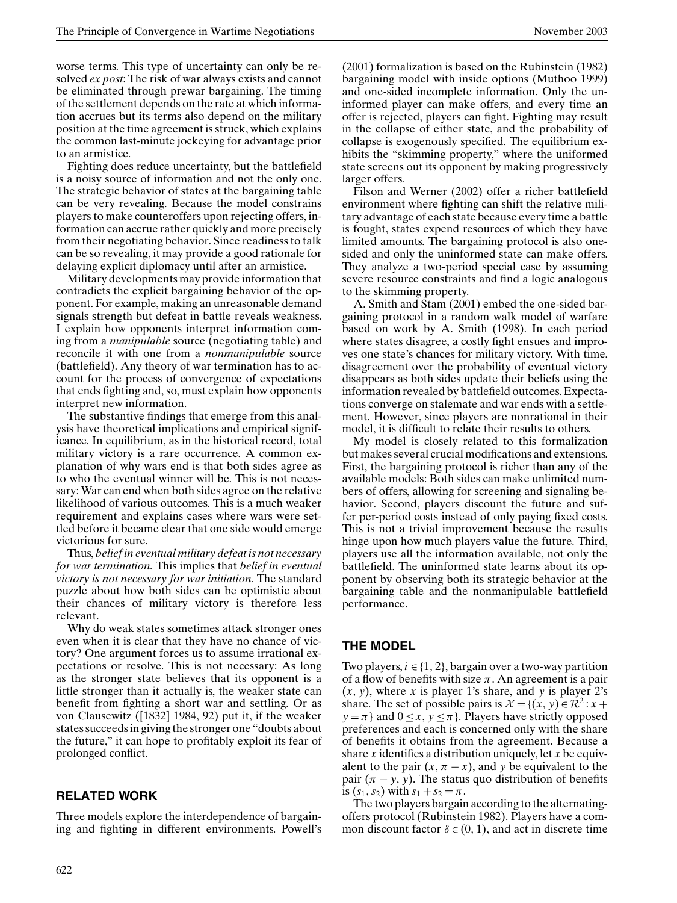worse terms. This type of uncertainty can only be resolved *ex post*: The risk of war always exists and cannot be eliminated through prewar bargaining. The timing of the settlement depends on the rate at which information accrues but its terms also depend on the military position at the time agreement is struck, which explains the common last-minute jockeying for advantage prior to an armistice.

Fighting does reduce uncertainty, but the battlefield is a noisy source of information and not the only one. The strategic behavior of states at the bargaining table can be very revealing. Because the model constrains players to make counteroffers upon rejecting offers, information can accrue rather quickly and more precisely from their negotiating behavior. Since readiness to talk can be so revealing, it may provide a good rationale for delaying explicit diplomacy until after an armistice.

Military developments may provide information that contradicts the explicit bargaining behavior of the opponent. For example, making an unreasonable demand signals strength but defeat in battle reveals weakness. I explain how opponents interpret information coming from a *manipulable* source (negotiating table) and reconcile it with one from a *nonmanipulable* source (battlefield). Any theory of war termination has to account for the process of convergence of expectations that ends fighting and, so, must explain how opponents interpret new information.

The substantive findings that emerge from this analysis have theoretical implications and empirical significance. In equilibrium, as in the historical record, total military victory is a rare occurrence. A common explanation of why wars end is that both sides agree as to who the eventual winner will be. This is not necessary: War can end when both sides agree on the relative likelihood of various outcomes. This is a much weaker requirement and explains cases where wars were settled before it became clear that one side would emerge victorious for sure.

Thus, *belief in eventual military defeat is not necessary for war termination.* This implies that *belief in eventual victory is not necessary for war initiation.* The standard puzzle about how both sides can be optimistic about their chances of military victory is therefore less relevant.

Why do weak states sometimes attack stronger ones even when it is clear that they have no chance of victory? One argument forces us to assume irrational expectations or resolve. This is not necessary: As long as the stronger state believes that its opponent is a little stronger than it actually is, the weaker state can benefit from fighting a short war and settling. Or as von Clausewitz ([1832] 1984, 92) put it, if the weaker states succeeds in giving the stronger one "doubts about the future," it can hope to profitably exploit its fear of prolonged conflict.

## RELATED WORK

Three models explore the interdependence of bargaining and fighting in different environments. Powell's (2001) formalization is based on the Rubinstein (1982) bargaining model with inside options (Muthoo 1999) and one-sided incomplete information. Only the uninformed player can make offers, and every time an offer is rejected, players can fight. Fighting may result in the collapse of either state, and the probability of collapse is exogenously specified. The equilibrium exhibits the "skimming property," where the uniformed state screens out its opponent by making progressively larger offers.

Filson and Werner (2002) offer a richer battlefield environment where fighting can shift the relative military advantage of each state because every time a battle is fought, states expend resources of which they have limited amounts. The bargaining protocol is also one-sided and only the uninformed state can make offers. They analyze a two-period special case by assuming severe resource constraints and find a logic analogous to the skimming property.

A. Smith and Stam (2001) embed the one-sided bargaining protocol in a random walk model of warfare based on work by A. Smith (1998). In each period where states disagree, a costly fight ensues and improves one state's chances for military victory. With time, disagreement over the probability of eventual victory disappears as both sides update their beliefs using the information revealed by battlefield outcomes. Expectations converge on stalemate and war ends with a settlement. However, since players are nonrational in their model, it is difficult to relate their results to others.

My model is closely related to this formalization but makes several crucial modifications and extensions. First, the bargaining protocol is richer than any of the available models: Both sides can make unlimited numbers of offers, allowing for screening and signaling behavior. Second, players discount the future and suffer per-period costs instead of only paying fixed costs. This is not a trivial improvement because the results hinge upon how much players value the future. Third, players use all the information available, not only the battlefield. The uninformed state learns about its opponent by observing both its strategic behavior at the bargaining table and the nonmanipulable battlefield performance.

## THE MODEL

Two players, $i \in \{1, 2\}$, bargain over a two-way partition of a flow of benefits with size $\pi$. An agreement is a pair $(x, y)$, where $x$ is player 1's share, and $y$ is player 2's share. The set of possible pairs is $\mathcal{X} = \{(x, y) \in \mathcal{R}^2 : x + y = \pi\}$ and $0 \leq x, y \leq \pi\}$. Players have strictly opposed preferences and each is concerned only with the share of benefits it obtains from the agreement. Because a share $x$ identifies a distribution uniquely, let $x$ be equivalent to the pair $(x, \pi - x)$, and $y$ be equivalent to the pair $(\pi - y, y)$. The status quo distribution of benefits is $(s_1, s_2)$ with $s_1 + s_2 = \pi$.

The two players bargain according to the alternating-offers protocol (Rubinstein 1982). Players have a common discount factor $\delta \in (0, 1)$, and act in discrete time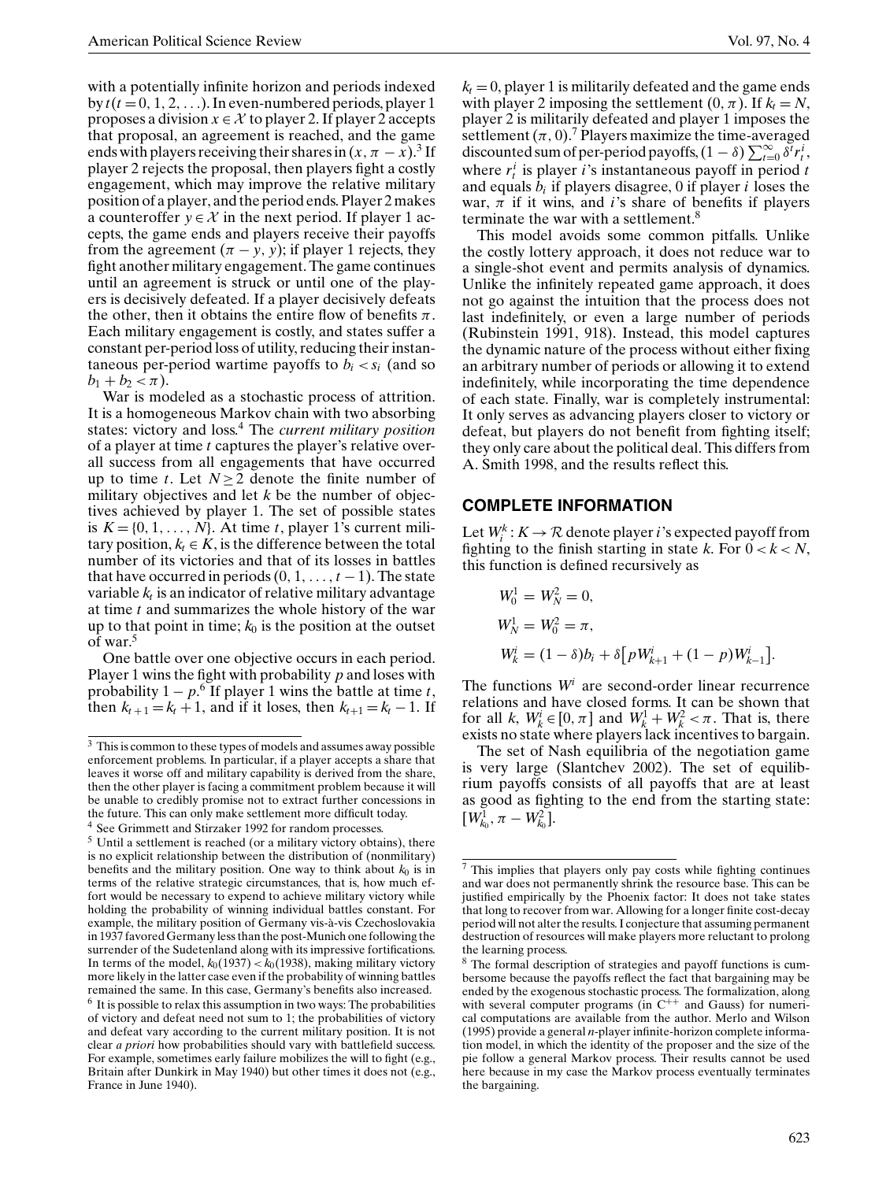with a potentially infinite horizon and periods indexed by $t (t = 0, 1, 2, \ldots)$. In even-numbered periods, player 1 proposes a division $x \in \mathcal{X}$ to player 2. If player 2 accepts that proposal, an agreement is reached, and the game ends with players receiving their shares in $(x, \pi - x)$.[3] If player 2 rejects the proposal, then players fight a costly engagement, which may improve the relative military position of a player, and the period ends. Player 2 makes a counteroffer $y \in \mathcal{X}$ in the next period. If player 1 accepts, the game ends and players receive their payoffs from the agreement $(\pi - y, y)$; if player 1 rejects, they fight another military engagement. The game continues until an agreement is struck or until one of the players is decisively defeated. If a player decisively defeats the other, then it obtains the entire flow of benefits $\pi$. Each military engagement is costly, and states suffer a constant per-period loss of utility, reducing their instantaneous per-period wartime payoffs to $b_i < s_i$ (and so $b_1 + b_2 < \pi$).

War is modeled as a stochastic process of attrition. It is a homogeneous Markov chain with two absorbing states: victory and loss.[4] The *current military position* of a player at time $t$ captures the player's relative overall success from all engagements that have occurred up to time $t$. Let $N \geq 2$ denote the finite number of military objectives and let $k$ be the number of objectives achieved by player 1. The set of possible states is $K = \{0, 1, \ldots, N\}$. At time $t$, player 1's current military position, $k_t \in K$, is the difference between the total number of its victories and that of its losses in battles that have occurred in periods $(0, 1, \ldots, t-1)$. The state variable $k_t$ is an indicator of relative military advantage at time $t$ and summarizes the whole history of the war up to that point in time; $k_0$ is the position at the outset of war.[5]

One battle over one objective occurs in each period. Player 1 wins the fight with probability $p$ and loses with probability $1 - p$.[6] If player 1 wins the battle at time $t$, then $k_{t+1} = k_t + 1$, and if it loses, then $k_{t+1} = k_t - 1$. If $k_t = 0$, player 1 is militarily defeated and the game ends with player 2 imposing the settlement $(0, \pi)$. If $k_t = N$, player 2 is militarily defeated and player 1 imposes the settlement $(\pi, 0)$.[7] Players maximize the time-averaged discounted sum of per-period payoffs, $(1 - \delta)\sum_{t=0}^{\infty} \delta^t r_t^i$, where $r_t^i$ is player $i$'s instantaneous payoff in period $t$ and equals $b_i$ if players disagree, 0 if player $i$ loses the war, $\pi$ if it wins, and $i$'s share of benefits if players terminate the war with a settlement.[8]

This model avoids some common pitfalls. Unlike the costly lottery approach, it does not reduce war to a single-shot event and permits analysis of dynamics. Unlike the infinitely repeated game approach, it does not go against the intuition that the process does not last indefinitely, or even a large number of periods (Rubinstein 1991, 918). Instead, this model captures the dynamic nature of the process without either fixing an arbitrary number of periods or allowing it to extend indefinitely, while incorporating the time dependence of each state. Finally, war is completely instrumental: It only serves as advancing players closer to victory or defeat, but players do not benefit from fighting itself; they only care about the political deal. This differs from A. Smith 1998, and the results reflect this.

## COMPLETE INFORMATION

Let $W_i^k : K \to \mathcal{R}$ denote player $i$'s expected payoff from fighting to the finish starting in state $k$. For $0 < k < N$, this function is defined recursively as

$$W_0^1 = W_N^2 = 0,$$

$$W_N^1 = W_0^2 = \pi,$$

$$W_k^i = (1 - \delta)b_i + \delta\left[pW_{k+1}^i + (1 - p)W_{k-1}^i\right].$$

The functions $W^i$ are second-order linear recurrence relations and have closed forms. It can be shown that for all $k$, $W_k^i \in [0, \pi]$ and $W_k^1 + W_k^2 < \pi$. That is, there exists no state where players lack incentives to bargain.

The set of Nash equilibria of the negotiation game is very large (Slantchev 2002). The set of equilibrium payoffs consists of all payoffs that are at least as good as fighting to the end from the starting state: $[W_{k_0}^1, \pi - W_{k_0}^2]$.

---

[3] This is common to these types of models and assumes away possible enforcement problems. In particular, if a player accepts a share that leaves it worse off and military capability is derived from the share, then the other player is facing a commitment problem because it will be unable to credibly promise not to extract further concessions in the future. This can only make settlement more difficult today.

[4] See Grimmett and Stirzaker 1992 for random processes.

[5] Until a settlement is reached (or a military victory obtains), there is no explicit relationship between the distribution of (nonmilitary) benefits and the military position. One way to think about $k_0$ is in terms of the relative strategic circumstances, that is, how much effort would be necessary to expend to achieve military victory while holding the probability of winning individual battles constant. For example, the military position of Germany vis-à-vis Czechoslovakia in 1937 favored Germany less than the post-Munich one following the surrender of the Sudetenland along with its impressive fortifications. In terms of the model, $k_0(1937) < k_0(1938)$, making military victory more likely in the latter case even if the probability of winning battles remained the same. In this case, Germany's benefits also increased.

[6] It is possible to relax this assumption in two ways: The probabilities of victory and defeat need not sum to 1; the probabilities of victory and defeat vary according to the current military position. It is not clear *a priori* how probabilities should vary with battlefield success. For example, sometimes early failure mobilizes the will to fight (e.g., Britain after Dunkirk in May 1940) but other times it does not (e.g., France in June 1940).

[7] This implies that players only pay costs while fighting continues and war does not permanently shrink the resource base. This can be justified empirically by the Phoenix factor: It does not take states that long to recover from war. Allowing for a longer finite cost-decay period will not alter the results. I conjecture that assuming permanent destruction of resources will make players more reluctant to prolong the learning process.

[8] The formal description of strategies and payoff functions is cumbersome because the payoffs reflect the fact that bargaining may be ended by the exogenous stochastic process. The formalization, along with several computer programs (in C++ and Gauss) for numerical computations are available from the author. Merlo and Wilson (1995) provide a general $n$-player infinite-horizon complete information model, in which the identity of the proposer and the size of the pie follow a general Markov process. Their results cannot be used here because in my case the Markov process eventually terminates the bargaining.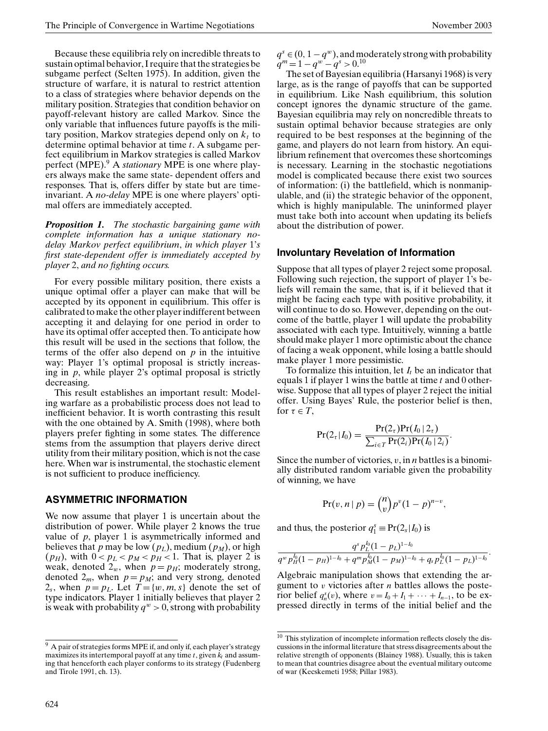Because these equilibria rely on incredible threats to sustain optimal behavior, I require that the strategies be subgame perfect (Selten 1975). In addition, given the structure of warfare, it is natural to restrict attention to a class of strategies where behavior depends on the military position. Strategies that condition behavior on payoff-relevant history are called Markov. Since the only variable that influences future payoffs is the military position, Markov strategies depend only on $k_t$ to determine optimal behavior at time $t$. A subgame perfect equilibrium in Markov strategies is called Markov perfect (MPE).[9] A *stationary* MPE is one where players always make the same state- dependent offers and responses. That is, offers differ by state but are time-invariant. A *no-delay* MPE is one where players' optimal offers are immediately accepted.

***Proposition 1.*** *The stochastic bargaining game with complete information has a unique stationary no-delay Markov perfect equilibrium, in which player 1's first state-dependent offer is immediately accepted by player 2, and no fighting occurs.*

For every possible military position, there exists a unique optimal offer a player can make that will be accepted by its opponent in equilibrium. This offer is calibrated to make the other player indifferent between accepting it and delaying for one period in order to have its optimal offer accepted then. To anticipate how this result will be used in the sections that follow, the terms of the offer also depend on $p$ in the intuitive way: Player 1's optimal proposal is strictly increasing in $p$, while player 2's optimal proposal is strictly decreasing.

This result establishes an important result: Modeling warfare as a probabilistic process does not lead to inefficient behavior. It is worth contrasting this result with the one obtained by A. Smith (1998), where both players prefer fighting in some states. The difference stems from the assumption that players derive direct utility from their military position, which is not the case here. When war is instrumental, the stochastic element is not sufficient to produce inefficiency.

## ASYMMETRIC INFORMATION

We now assume that player 1 is uncertain about the distribution of power. While player 2 knows the true value of $p$, player 1 is asymmetrically informed and believes that $p$ may be low ($p_L$), medium ($p_M$), or high ($p_H$), with $0 < p_L < p_M < p_H < 1$. That is, player 2 is weak, denoted $2_w$, when $p = p_H$; moderately strong, denoted $2_m$, when $p = p_M$; and very strong, denoted $2_s$, when $p = p_L$. Let $T = \{w, m, s\}$ denote the set of type indicators. Player 1 initially believes that player 2 is weak with probability $q^w > 0$, strong with probability $q^s \in (0, 1 - q^w)$, and moderately strong with probability $q^m = 1 - q^w - q^s > 0$.[10]

The set of Bayesian equilibria (Harsanyi 1968) is very large, as is the range of payoffs that can be supported in equilibrium. Like Nash equilibrium, this solution concept ignores the dynamic structure of the game. Bayesian equilibria may rely on noncredible threats to sustain optimal behavior because strategies are only required to be best responses at the beginning of the game, and players do not learn from history. An equilibrium refinement that overcomes these shortcomings is necessary. Learning in the stochastic negotiations model is complicated because there exist two sources of information: (i) the battlefield, which is nonmanipulable, and (ii) the strategic behavior of the opponent, which is highly manipulable. The uninformed player must take both into account when updating its beliefs about the distribution of power.

### Involuntary Revelation of Information

Suppose that all types of player 2 reject some proposal. Following such rejection, the support of player 1's beliefs will remain the same, that is, if it believed that it might be facing each type with positive probability, it will continue to do so. However, depending on the outcome of the battle, player 1 will update the probability associated with each type. Intuitively, winning a battle should make player 1 more optimistic about the chance of facing a weak opponent, while losing a battle should make player 1 more pessimistic.

To formalize this intuition, let $I_t$ be an indicator that equals 1 if player 1 wins the battle at time $t$ and 0 otherwise. Suppose that all types of player 2 reject the initial offer. Using Bayes' Rule, the posterior belief is then, for $\tau \in T$,

$$\Pr(2_\tau | I_0) = \frac{\Pr(2_\tau)\Pr(I_0 \,|\, 2_\tau)}{\sum_{i \in T} \Pr(2_i)\Pr(I_0 \,|\, 2_i)}.$$

Since the number of victories, $v$, in $n$ battles is a binomially distributed random variable given the probability of winning, we have

$$\Pr(v, n \,|\, p) = \binom{n}{v} p^v (1 - p)^{n-v},$$

and thus, the posterior $q_1^s \equiv \Pr(2_s | I_0)$ is

$$\frac{q^s p_L^{I_0}(1 - p_L)^{1-I_0}}{q^w p_H^{I_0}(1 - p_H)^{1-I_0} + q^m p_M^{I_0}(1 - p_M)^{1-I_0} + q_s p_L^{I_0}(1 - p_L)^{1-I_0}}.$$

Algebraic manipulation shows that extending the argument to $v$ victories after $n$ battles allows the posterior belief $q_n^s(v)$, where $v = I_0 + I_1 + \cdots + I_{n-1}$, to be expressed directly in terms of the initial belief and the

[9] A pair of strategies forms MPE if, and only if, each player's strategy maximizes its intertemporal payoff at any time $t$, given $k_t$ and assuming that henceforth each player conforms to its strategy (Fudenberg and Tirole 1991, ch. 13).

[10] This stylization of incomplete information reflects closely the discussions in the informal literature that stress disagreements about the relative strength of opponents (Blainey 1988). Usually, this is taken to mean that countries disagree about the eventual military outcome of war (Kecskemeti 1958; Pillar 1983).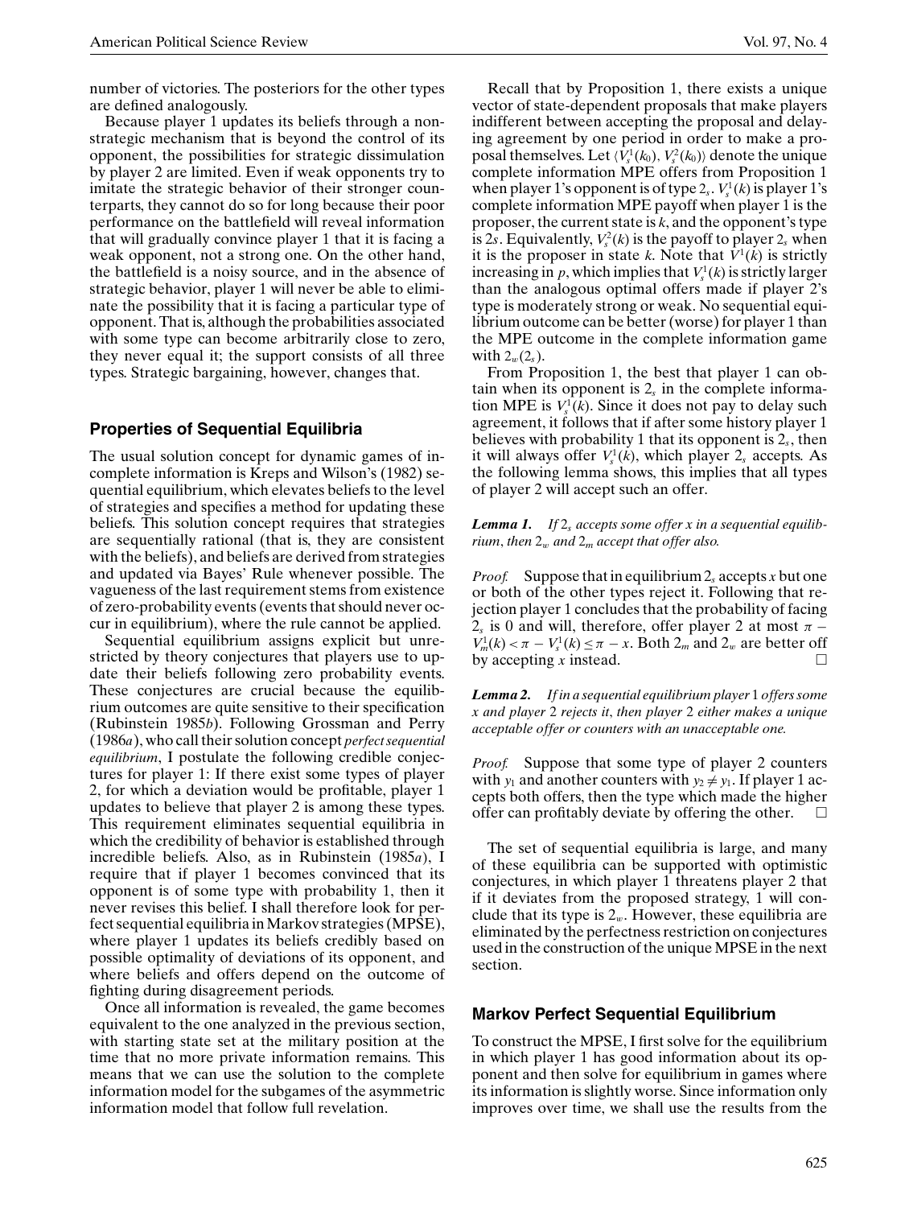number of victories. The posteriors for the other types are defined analogously.

Because player 1 updates its beliefs through a nonstrategic mechanism that is beyond the control of its opponent, the possibilities for strategic dissimulation by player 2 are limited. Even if weak opponents try to imitate the strategic behavior of their stronger counterparts, they cannot do so for long because their poor performance on the battlefield will reveal information that will gradually convince player 1 that it is facing a weak opponent, not a strong one. On the other hand, the battlefield is a noisy source, and in the absence of strategic behavior, player 1 will never be able to eliminate the possibility that it is facing a particular type of opponent. That is, although the probabilities associated with some type can become arbitrarily close to zero, they never equal it; the support consists of all three types. Strategic bargaining, however, changes that.

## Properties of Sequential Equilibria

The usual solution concept for dynamic games of incomplete information is Kreps and Wilson's (1982) sequential equilibrium, which elevates beliefs to the level of strategies and specifies a method for updating these beliefs. This solution concept requires that strategies are sequentially rational (that is, they are consistent with the beliefs), and beliefs are derived from strategies and updated via Bayes' Rule whenever possible. The vagueness of the last requirement stems from existence of zero-probability events (events that should never occur in equilibrium), where the rule cannot be applied.

Sequential equilibrium assigns explicit but unrestricted by theory conjectures that players use to update their beliefs following zero probability events. These conjectures are crucial because the equilibrium outcomes are quite sensitive to their specification (Rubinstein 1985*b*). Following Grossman and Perry (1986*a*), who call their solution concept *perfect sequential equilibrium*, I postulate the following credible conjectures for player 1: If there exist some types of player 2, for which a deviation would be profitable, player 1 updates to believe that player 2 is among these types. This requirement eliminates sequential equilibria in which the credibility of behavior is established through incredible beliefs. Also, as in Rubinstein (1985*a*), I require that if player 1 becomes convinced that its opponent is of some type with probability 1, then it never revises this belief. I shall therefore look for perfect sequential equilibria in Markov strategies (MPSE), where player 1 updates its beliefs credibly based on possible optimality of deviations of its opponent, and where beliefs and offers depend on the outcome of fighting during disagreement periods.

Once all information is revealed, the game becomes equivalent to the one analyzed in the previous section, with starting state set at the military position at the time that no more private information remains. This means that we can use the solution to the complete information model for the subgames of the asymmetric information model that follow full revelation.

Recall that by Proposition 1, there exists a unique vector of state-dependent proposals that make players indifferent between accepting the proposal and delaying agreement by one period in order to make a proposal themselves. Let $\langle V_s^1(k_0), V_s^2(k_0)\rangle$ denote the unique complete information MPE offers from Proposition 1 when player 1's opponent is of type $2_s$. $V_s^1(k)$ is player 1's complete information MPE payoff when player 1 is the proposer, the current state is $k$, and the opponent's type is $2s$. Equivalently, $V_s^2(k)$ is the payoff to player $2_s$ when it is the proposer in state $k$. Note that $V^1(k)$ is strictly increasing in $p$, which implies that $V_s^1(k)$ is strictly larger than the analogous optimal offers made if player 2's type is moderately strong or weak. No sequential equilibrium outcome can be better (worse) for player 1 than the MPE outcome in the complete information game with $2_w(2_s)$.

From Proposition 1, the best that player 1 can obtain when its opponent is $2_s$ in the complete information MPE is $V_s^1(k)$. Since it does not pay to delay such agreement, it follows that if after some history player 1 believes with probability 1 that its opponent is $2_s$, then it will always offer $V_s^1(k)$, which player $2_s$ accepts. As the following lemma shows, this implies that all types of player 2 will accept such an offer.

***Lemma 1.*** *If $2_s$ accepts some offer $x$ in a sequential equilibrium, then $2_w$ and $2_m$ accept that offer also.*

*Proof.* Suppose that in equilibrium $2_s$ accepts $x$ but one or both of the other types reject it. Following that rejection player 1 concludes that the probability of facing $2_s$ is 0 and will, therefore, offer player 2 at most $\pi - V_m^1(k) < \pi - V_s^1(k) \leq \pi - x$. Both $2_m$ and $2_w$ are better off by accepting $x$ instead. □

***Lemma 2.*** *If in a sequential equilibrium player* 1 *offers some $x$ and player* 2 *rejects it, then player* 2 *either makes a unique acceptable offer or counters with an unacceptable one.*

*Proof.* Suppose that some type of player 2 counters with $y_1$ and another counters with $y_2 \neq y_1$. If player 1 accepts both offers, then the type which made the higher offer can profitably deviate by offering the other. □

The set of sequential equilibria is large, and many of these equilibria can be supported with optimistic conjectures, in which player 1 threatens player 2 that if it deviates from the proposed strategy, 1 will conclude that its type is $2_w$. However, these equilibria are eliminated by the perfectness restriction on conjectures used in the construction of the unique MPSE in the next section.

## Markov Perfect Sequential Equilibrium

To construct the MPSE, I first solve for the equilibrium in which player 1 has good information about its opponent and then solve for equilibrium in games where its information is slightly worse. Since information only improves over time, we shall use the results from the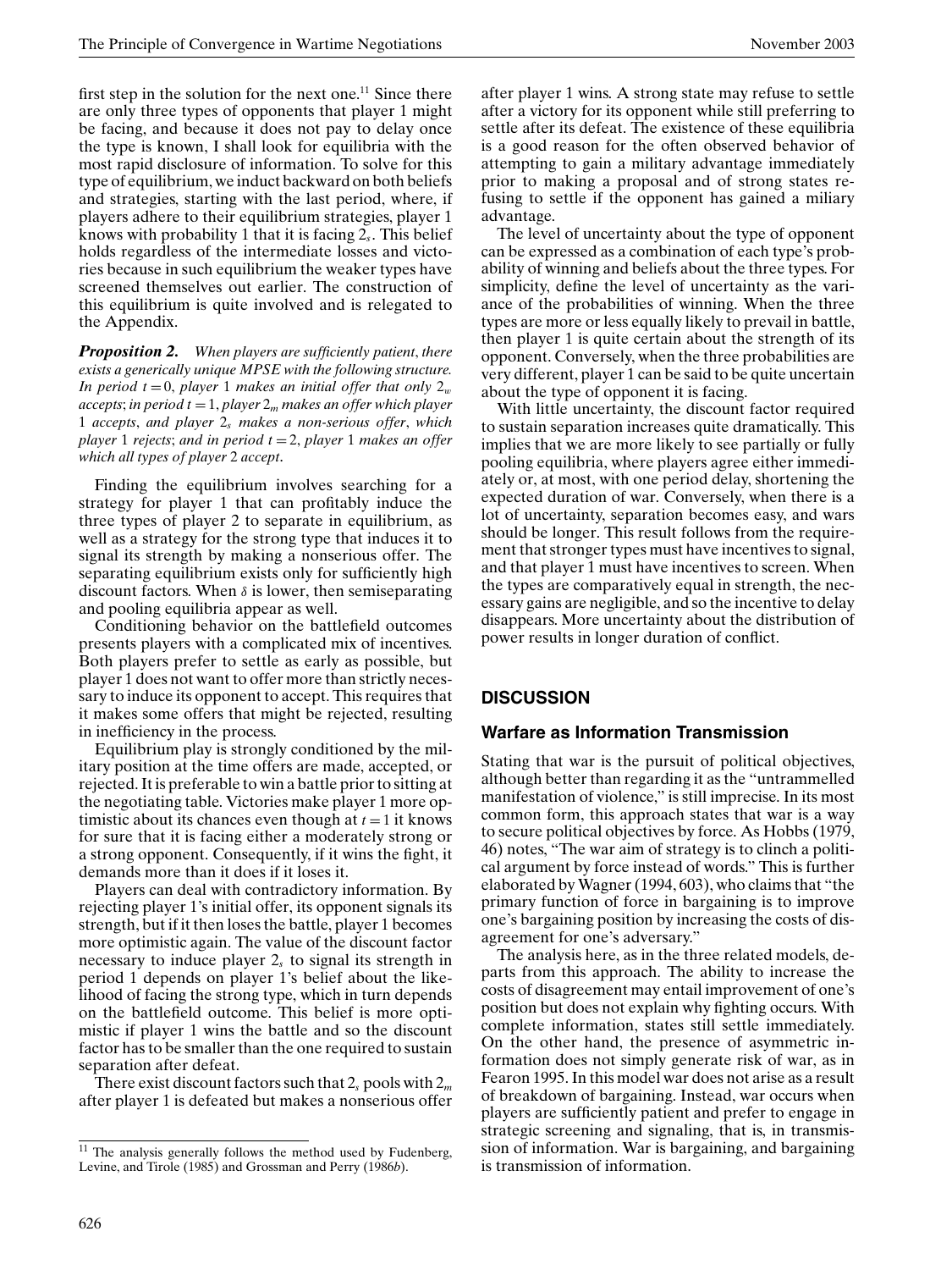first step in the solution for the next one.[11] Since there are only three types of opponents that player 1 might be facing, and because it does not pay to delay once the type is known, I shall look for equilibria with the most rapid disclosure of information. To solve for this type of equilibrium, we induct backward on both beliefs and strategies, starting with the last period, where, if players adhere to their equilibrium strategies, player 1 knows with probability 1 that it is facing $2_s$. This belief holds regardless of the intermediate losses and victories because in such equilibrium the weaker types have screened themselves out earlier. The construction of this equilibrium is quite involved and is relegated to the Appendix.

***Proposition 2.*** *When players are sufficiently patient, there exists a generically unique MPSE with the following structure. In period $t = 0$, player 1 makes an initial offer that only $2_w$ accepts; in period $t = 1$, player $2_m$ makes an offer which player 1 accepts, and player $2_s$ makes a non-serious offer, which player 1 rejects; and in period $t = 2$, player 1 makes an offer which all types of player 2 accept.*

Finding the equilibrium involves searching for a strategy for player 1 that can profitably induce the three types of player 2 to separate in equilibrium, as well as a strategy for the strong type that induces it to signal its strength by making a nonserious offer. The separating equilibrium exists only for sufficiently high discount factors. When $\delta$ is lower, then semiseparating and pooling equilibria appear as well.

Conditioning behavior on the battlefield outcomes presents players with a complicated mix of incentives. Both players prefer to settle as early as possible, but player 1 does not want to offer more than strictly necessary to induce its opponent to accept. This requires that it makes some offers that might be rejected, resulting in inefficiency in the process.

Equilibrium play is strongly conditioned by the military position at the time offers are made, accepted, or rejected. It is preferable to win a battle prior to sitting at the negotiating table. Victories make player 1 more optimistic about its chances even though at $t = 1$ it knows for sure that it is facing either a moderately strong or a strong opponent. Consequently, if it wins the fight, it demands more than it does if it loses it.

Players can deal with contradictory information. By rejecting player 1's initial offer, its opponent signals its strength, but if it then loses the battle, player 1 becomes more optimistic again. The value of the discount factor necessary to induce player $2_s$ to signal its strength in period 1 depends on player 1's belief about the likelihood of facing the strong type, which in turn depends on the battlefield outcome. This belief is more optimistic if player 1 wins the battle and so the discount factor has to be smaller than the one required to sustain separation after defeat.

There exist discount factors such that $2_s$ pools with $2_m$ after player 1 is defeated but makes a nonserious offer after player 1 wins. A strong state may refuse to settle after a victory for its opponent while still preferring to settle after its defeat. The existence of these equilibria is a good reason for the often observed behavior of attempting to gain a military advantage immediately prior to making a proposal and of strong states refusing to settle if the opponent has gained a miliary advantage.

The level of uncertainty about the type of opponent can be expressed as a combination of each type's probability of winning and beliefs about the three types. For simplicity, define the level of uncertainty as the variance of the probabilities of winning. When the three types are more or less equally likely to prevail in battle, then player 1 is quite certain about the strength of its opponent. Conversely, when the three probabilities are very different, player 1 can be said to be quite uncertain about the type of opponent it is facing.

With little uncertainty, the discount factor required to sustain separation increases quite dramatically. This implies that we are more likely to see partially or fully pooling equilibria, where players agree either immediately or, at most, with one period delay, shortening the expected duration of war. Conversely, when there is a lot of uncertainty, separation becomes easy, and wars should be longer. This result follows from the requirement that stronger types must have incentives to signal, and that player 1 must have incentives to screen. When the types are comparatively equal in strength, the necessary gains are negligible, and so the incentive to delay disappears. More uncertainty about the distribution of power results in longer duration of conflict.

## DISCUSSION

### Warfare as Information Transmission

Stating that war is the pursuit of political objectives, although better than regarding it as the "untrammelled manifestation of violence," is still imprecise. In its most common form, this approach states that war is a way to secure political objectives by force. As Hobbs (1979, 46) notes, "The war aim of strategy is to clinch a political argument by force instead of words." This is further elaborated by Wagner (1994, 603), who claims that "the primary function of force in bargaining is to improve one's bargaining position by increasing the costs of disagreement for one's adversary."

The analysis here, as in the three related models, departs from this approach. The ability to increase the costs of disagreement may entail improvement of one's position but does not explain why fighting occurs. With complete information, states still settle immediately. On the other hand, the presence of asymmetric information does not simply generate risk of war, as in Fearon 1995. In this model war does not arise as a result of breakdown of bargaining. Instead, war occurs when players are sufficiently patient and prefer to engage in strategic screening and signaling, that is, in transmission of information. War is bargaining, and bargaining is transmission of information.

[11] The analysis generally follows the method used by Fudenberg, Levine, and Tirole (1985) and Grossman and Perry (1986*b*).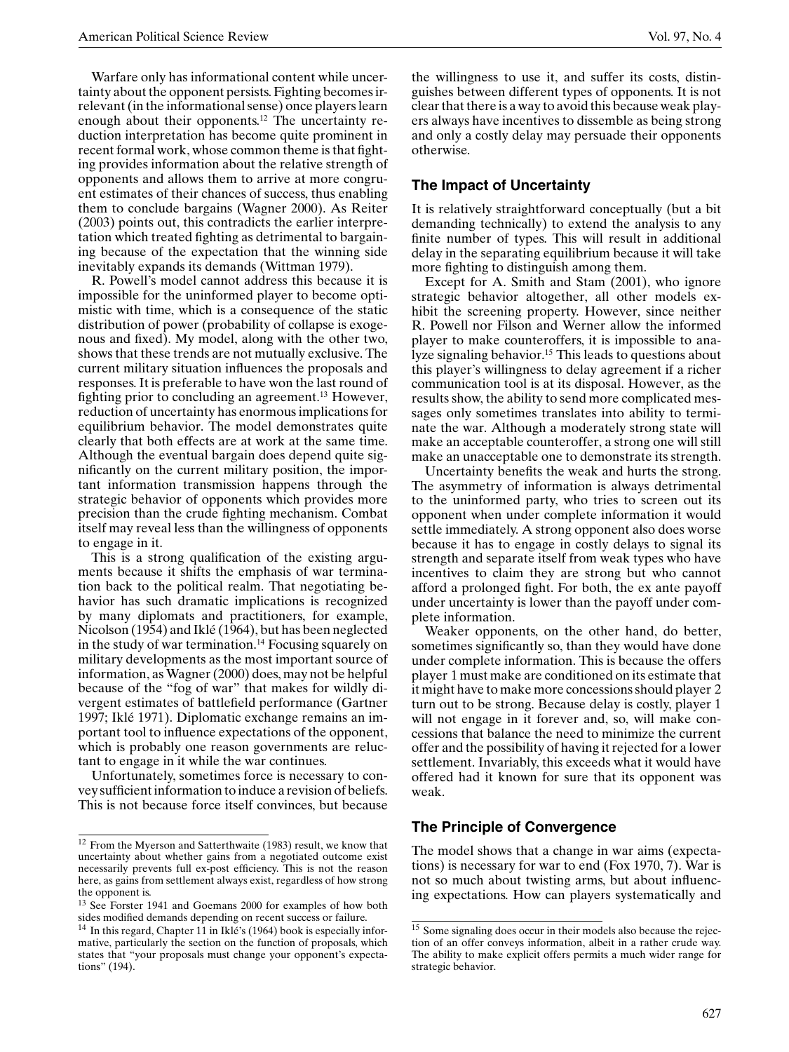Warfare only has informational content while uncertainty about the opponent persists. Fighting becomes irrelevant (in the informational sense) once players learn enough about their opponents.[12] The uncertainty reduction interpretation has become quite prominent in recent formal work, whose common theme is that fighting provides information about the relative strength of opponents and allows them to arrive at more congruent estimates of their chances of success, thus enabling them to conclude bargains (Wagner 2000). As Reiter (2003) points out, this contradicts the earlier interpretation which treated fighting as detrimental to bargaining because of the expectation that the winning side inevitably expands its demands (Wittman 1979).

R. Powell's model cannot address this because it is impossible for the uninformed player to become optimistic with time, which is a consequence of the static distribution of power (probability of collapse is exogenous and fixed). My model, along with the other two, shows that these trends are not mutually exclusive. The current military situation influences the proposals and responses. It is preferable to have won the last round of fighting prior to concluding an agreement.[13] However, reduction of uncertainty has enormous implications for equilibrium behavior. The model demonstrates quite clearly that both effects are at work at the same time. Although the eventual bargain does depend quite significantly on the current military position, the important information transmission happens through the strategic behavior of opponents which provides more precision than the crude fighting mechanism. Combat itself may reveal less than the willingness of opponents to engage in it.

This is a strong qualification of the existing arguments because it shifts the emphasis of war termination back to the political realm. That negotiating behavior has such dramatic implications is recognized by many diplomats and practitioners, for example, Nicolson (1954) and Iklé (1964), but has been neglected in the study of war termination.[14] Focusing squarely on military developments as the most important source of information, as Wagner (2000) does, may not be helpful because of the "fog of war" that makes for wildly divergent estimates of battlefield performance (Gartner 1997; Iklé 1971). Diplomatic exchange remains an important tool to influence expectations of the opponent, which is probably one reason governments are reluctant to engage in it while the war continues.

Unfortunately, sometimes force is necessary to convey sufficient information to induce a revision of beliefs. This is not because force itself convinces, but because the willingness to use it, and suffer its costs, distinguishes between different types of opponents. It is not clear that there is a way to avoid this because weak players always have incentives to dissemble as being strong and only a costly delay may persuade their opponents otherwise.

## The Impact of Uncertainty

It is relatively straightforward conceptually (but a bit demanding technically) to extend the analysis to any finite number of types. This will result in additional delay in the separating equilibrium because it will take more fighting to distinguish among them.

Except for A. Smith and Stam (2001), who ignore strategic behavior altogether, all other models exhibit the screening property. However, since neither R. Powell nor Filson and Werner allow the informed player to make counteroffers, it is impossible to analyze signaling behavior.[15] This leads to questions about this player's willingness to delay agreement if a richer communication tool is at its disposal. However, as the results show, the ability to send more complicated messages only sometimes translates into ability to terminate the war. Although a moderately strong state will make an acceptable counteroffer, a strong one will still make an unacceptable one to demonstrate its strength.

Uncertainty benefits the weak and hurts the strong. The asymmetry of information is always detrimental to the uninformed party, who tries to screen out its opponent when under complete information it would settle immediately. A strong opponent also does worse because it has to engage in costly delays to signal its strength and separate itself from weak types who have incentives to claim they are strong but who cannot afford a prolonged fight. For both, the ex ante payoff under uncertainty is lower than the payoff under complete information.

Weaker opponents, on the other hand, do better, sometimes significantly so, than they would have done under complete information. This is because the offers player 1 must make are conditioned on its estimate that it might have to make more concessions should player 2 turn out to be strong. Because delay is costly, player 1 will not engage in it forever and, so, will make concessions that balance the need to minimize the current offer and the possibility of having it rejected for a lower settlement. Invariably, this exceeds what it would have offered had it known for sure that its opponent was weak.

## The Principle of Convergence

The model shows that a change in war aims (expectations) is necessary for war to end (Fox 1970, 7). War is not so much about twisting arms, but about influencing expectations. How can players systematically and

---

[12] From the Myerson and Satterthwaite (1983) result, we know that uncertainty about whether gains from a negotiated outcome exist necessarily prevents full ex-post efficiency. This is not the reason here, as gains from settlement always exist, regardless of how strong the opponent is.

[13] See Forster 1941 and Goemans 2000 for examples of how both sides modified demands depending on recent success or failure.

[14] In this regard, Chapter 11 in Iklé's (1964) book is especially informative, particularly the section on the function of proposals, which states that "your proposals must change your opponent's expectations" (194).

[15] Some signaling does occur in their models also because the rejection of an offer conveys information, albeit in a rather crude way. The ability to make explicit offers permits a much wider range for strategic behavior.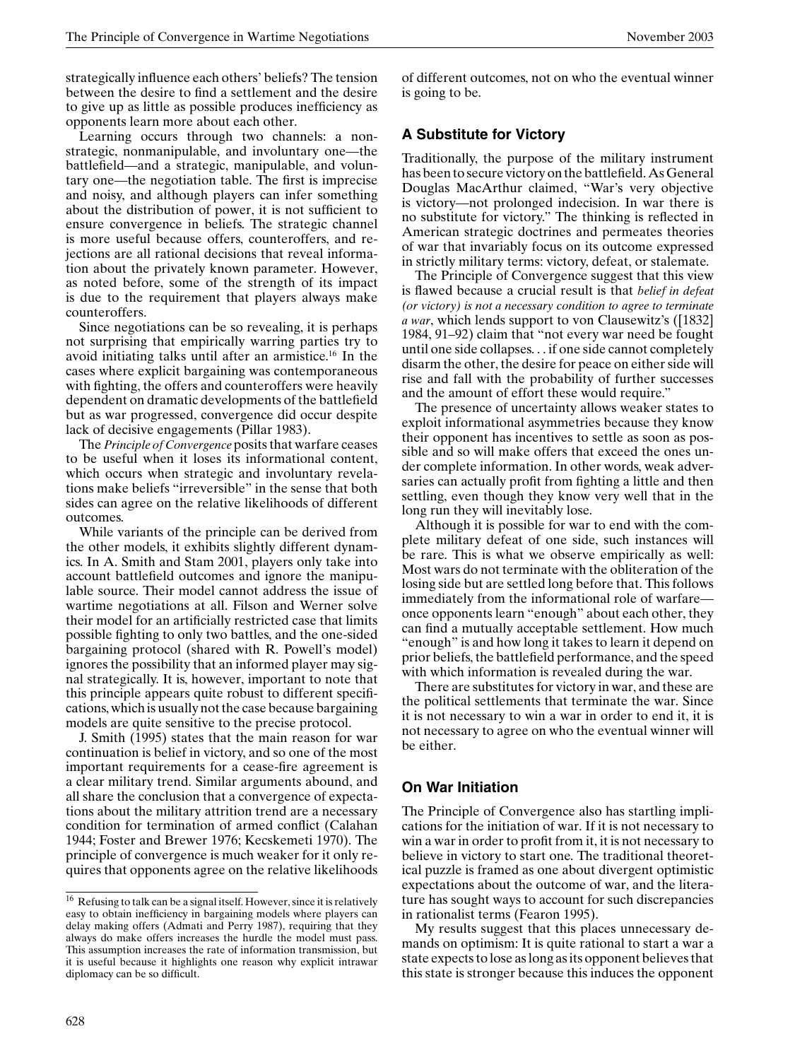strategically influence each others' beliefs? The tension between the desire to find a settlement and the desire to give up as little as possible produces inefficiency as opponents learn more about each other.

Learning occurs through two channels: a nonstrategic, nonmanipulable, and involuntary one—the battlefield—and a strategic, manipulable, and voluntary one—the negotiation table. The first is imprecise and noisy, and although players can infer something about the distribution of power, it is not sufficient to ensure convergence in beliefs. The strategic channel is more useful because offers, counteroffers, and rejections are all rational decisions that reveal information about the privately known parameter. However, as noted before, some of the strength of its impact is due to the requirement that players always make counteroffers.

Since negotiations can be so revealing, it is perhaps not surprising that empirically warring parties try to avoid initiating talks until after an armistice.[16] In the cases where explicit bargaining was contemporaneous with fighting, the offers and counteroffers were heavily dependent on dramatic developments of the battlefield but as war progressed, convergence did occur despite lack of decisive engagements (Pillar 1983).

The *Principle of Convergence* posits that warfare ceases to be useful when it loses its informational content, which occurs when strategic and involuntary revelations make beliefs "irreversible" in the sense that both sides can agree on the relative likelihoods of different outcomes.

While variants of the principle can be derived from the other models, it exhibits slightly different dynamics. In A. Smith and Stam 2001, players only take into account battlefield outcomes and ignore the manipulable source. Their model cannot address the issue of wartime negotiations at all. Filson and Werner solve their model for an artificially restricted case that limits possible fighting to only two battles, and the one-sided bargaining protocol (shared with R. Powell's model) ignores the possibility that an informed player may signal strategically. It is, however, important to note that this principle appears quite robust to different specifications, which is usually not the case because bargaining models are quite sensitive to the precise protocol.

J. Smith (1995) states that the main reason for war continuation is belief in victory, and so one of the most important requirements for a cease-fire agreement is a clear military trend. Similar arguments abound, and all share the conclusion that a convergence of expectations about the military attrition trend are a necessary condition for termination of armed conflict (Calahan 1944; Foster and Brewer 1976; Kecskemeti 1970). The principle of convergence is much weaker for it only requires that opponents agree on the relative likelihoods of different outcomes, not on who the eventual winner is going to be.

## A Substitute for Victory

Traditionally, the purpose of the military instrument has been to secure victory on the battlefield. As General Douglas MacArthur claimed, "War's very objective is victory—not prolonged indecision. In war there is no substitute for victory." The thinking is reflected in American strategic doctrines and permeates theories of war that invariably focus on its outcome expressed in strictly military terms: victory, defeat, or stalemate.

The Principle of Convergence suggest that this view is flawed because a crucial result is that *belief in defeat (or victory) is not a necessary condition to agree to terminate a war*, which lends support to von Clausewitz's ([1832] 1984, 91–92) claim that "not every war need be fought until one side collapses... if one side cannot completely disarm the other, the desire for peace on either side will rise and fall with the probability of further successes and the amount of effort these would require."

The presence of uncertainty allows weaker states to exploit informational asymmetries because they know their opponent has incentives to settle as soon as possible and so will make offers that exceed the ones under complete information. In other words, weak adversaries can actually profit from fighting a little and then settling, even though they know very well that in the long run they will inevitably lose.

Although it is possible for war to end with the complete military defeat of one side, such instances will be rare. This is what we observe empirically as well: Most wars do not terminate with the obliteration of the losing side but are settled long before that. This follows immediately from the informational role of warfare—once opponents learn "enough" about each other, they can find a mutually acceptable settlement. How much "enough" is and how long it takes to learn it depend on prior beliefs, the battlefield performance, and the speed with which information is revealed during the war.

There are substitutes for victory in war, and these are the political settlements that terminate the war. Since it is not necessary to win a war in order to end it, it is not necessary to agree on who the eventual winner will be either.

## On War Initiation

The Principle of Convergence also has startling implications for the initiation of war. If it is not necessary to win a war in order to profit from it, it is not necessary to believe in victory to start one. The traditional theoretical puzzle is framed as one about divergent optimistic expectations about the outcome of war, and the literature has sought ways to account for such discrepancies in rationalist terms (Fearon 1995).

My results suggest that this places unnecessary demands on optimism: It is quite rational to start a war a state expects to lose as long as its opponent believes that this state is stronger because this induces the opponent

---

[16] Refusing to talk can be a signal itself. However, since it is relatively easy to obtain inefficiency in bargaining models where players can delay making offers (Admati and Perry 1987), requiring that they always do make offers increases the hurdle the model must pass. This assumption increases the rate of information transmission, but it is useful because it highlights one reason why explicit intrawar diplomacy can be so difficult.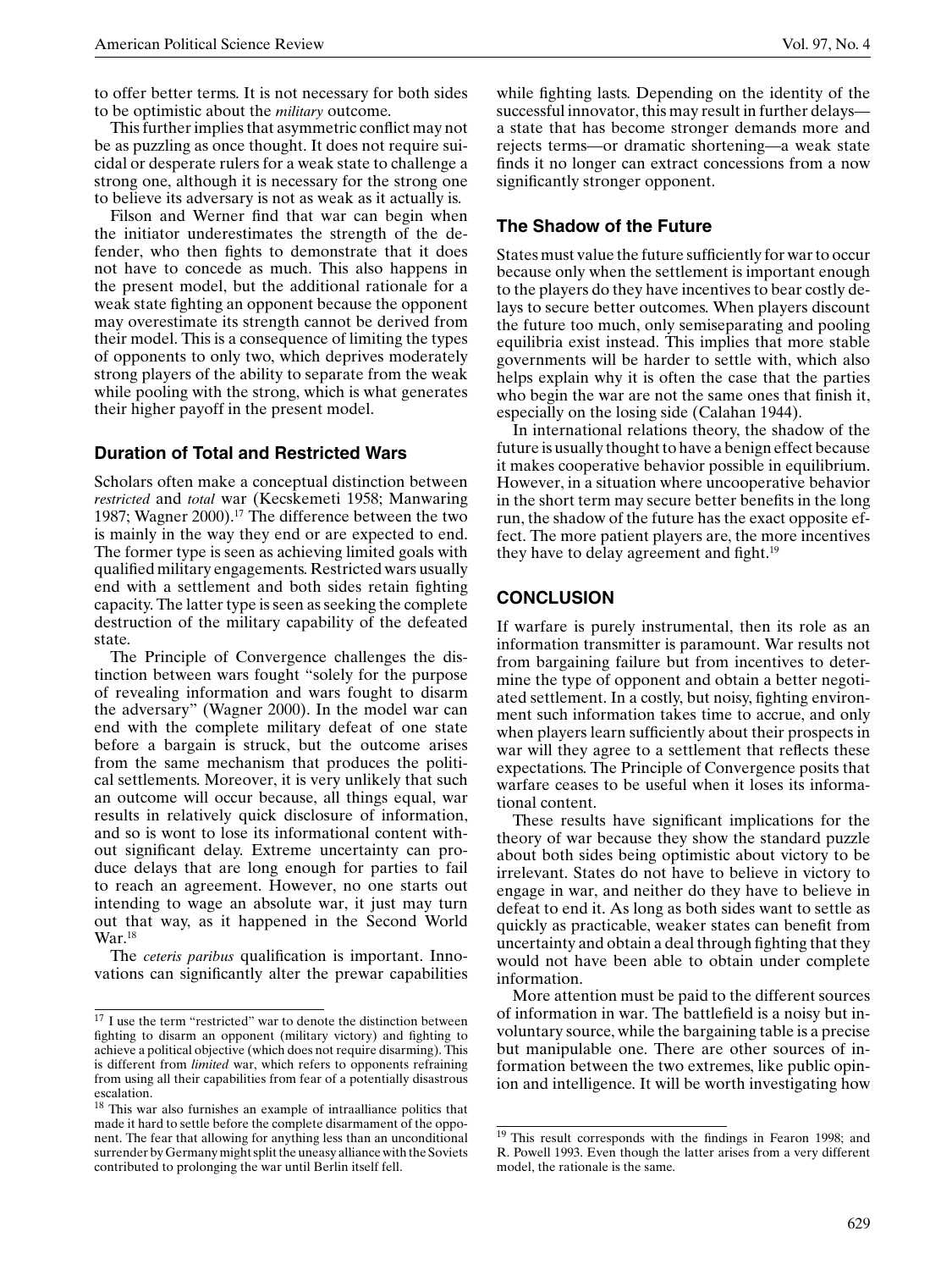to offer better terms. It is not necessary for both sides to be optimistic about the *military* outcome.

This further implies that asymmetric conflict may not be as puzzling as once thought. It does not require suicidal or desperate rulers for a weak state to challenge a strong one, although it is necessary for the strong one to believe its adversary is not as weak as it actually is.

Filson and Werner find that war can begin when the initiator underestimates the strength of the defender, who then fights to demonstrate that it does not have to concede as much. This also happens in the present model, but the additional rationale for a weak state fighting an opponent because the opponent may overestimate its strength cannot be derived from their model. This is a consequence of limiting the types of opponents to only two, which deprives moderately strong players of the ability to separate from the weak while pooling with the strong, which is what generates their higher payoff in the present model.

### Duration of Total and Restricted Wars

Scholars often make a conceptual distinction between *restricted* and *total* war (Kecskemeti 1958; Manwaring 1987; Wagner 2000).[17] The difference between the two is mainly in the way they end or are expected to end. The former type is seen as achieving limited goals with qualified military engagements. Restricted wars usually end with a settlement and both sides retain fighting capacity. The latter type is seen as seeking the complete destruction of the military capability of the defeated state.

The Principle of Convergence challenges the distinction between wars fought "solely for the purpose of revealing information and wars fought to disarm the adversary" (Wagner 2000). In the model war can end with the complete military defeat of one state before a bargain is struck, but the outcome arises from the same mechanism that produces the political settlements. Moreover, it is very unlikely that such an outcome will occur because, all things equal, war results in relatively quick disclosure of information, and so is wont to lose its informational content without significant delay. Extreme uncertainty can produce delays that are long enough for parties to fail to reach an agreement. However, no one starts out intending to wage an absolute war, it just may turn out that way, as it happened in the Second World War.[18]

The *ceteris paribus* qualification is important. Innovations can significantly alter the prewar capabilities while fighting lasts. Depending on the identity of the successful innovator, this may result in further delays—a state that has become stronger demands more and rejects terms—or dramatic shortening—a weak state finds it no longer can extract concessions from a now significantly stronger opponent.

### The Shadow of the Future

States must value the future sufficiently for war to occur because only when the settlement is important enough to the players do they have incentives to bear costly delays to secure better outcomes. When players discount the future too much, only semiseparating and pooling equilibria exist instead. This implies that more stable governments will be harder to settle with, which also helps explain why it is often the case that the parties who begin the war are not the same ones that finish it, especially on the losing side (Calahan 1944).

In international relations theory, the shadow of the future is usually thought to have a benign effect because it makes cooperative behavior possible in equilibrium. However, in a situation where uncooperative behavior in the short term may secure better benefits in the long run, the shadow of the future has the exact opposite effect. The more patient players are, the more incentives they have to delay agreement and fight.[19]

## CONCLUSION

If warfare is purely instrumental, then its role as an information transmitter is paramount. War results not from bargaining failure but from incentives to determine the type of opponent and obtain a better negotiated settlement. In a costly, but noisy, fighting environment such information takes time to accrue, and only when players learn sufficiently about their prospects in war will they agree to a settlement that reflects these expectations. The Principle of Convergence posits that warfare ceases to be useful when it loses its informational content.

These results have significant implications for the theory of war because they show the standard puzzle about both sides being optimistic about victory to be irrelevant. States do not have to believe in victory to engage in war, and neither do they have to believe in defeat to end it. As long as both sides want to settle as quickly as practicable, weaker states can benefit from uncertainty and obtain a deal through fighting that they would not have been able to obtain under complete information.

More attention must be paid to the different sources of information in war. The battlefield is a noisy but involuntary source, while the bargaining table is a precise but manipulable one. There are other sources of information between the two extremes, like public opinion and intelligence. It will be worth investigating how

---

[17] I use the term "restricted" war to denote the distinction between fighting to disarm an opponent (military victory) and fighting to achieve a political objective (which does not require disarming). This is different from *limited* war, which refers to opponents refraining from using all their capabilities from fear of a potentially disastrous escalation.

[18] This war also furnishes an example of intraalliance politics that made it hard to settle before the complete disarmament of the opponent. The fear that allowing for anything less than an unconditional surrender by Germany might split the uneasy alliance with the Soviets contributed to prolonging the war until Berlin itself fell.

[19] This result corresponds with the findings in Fearon 1998; and R. Powell 1993. Even though the latter arises from a very different model, the rationale is the same.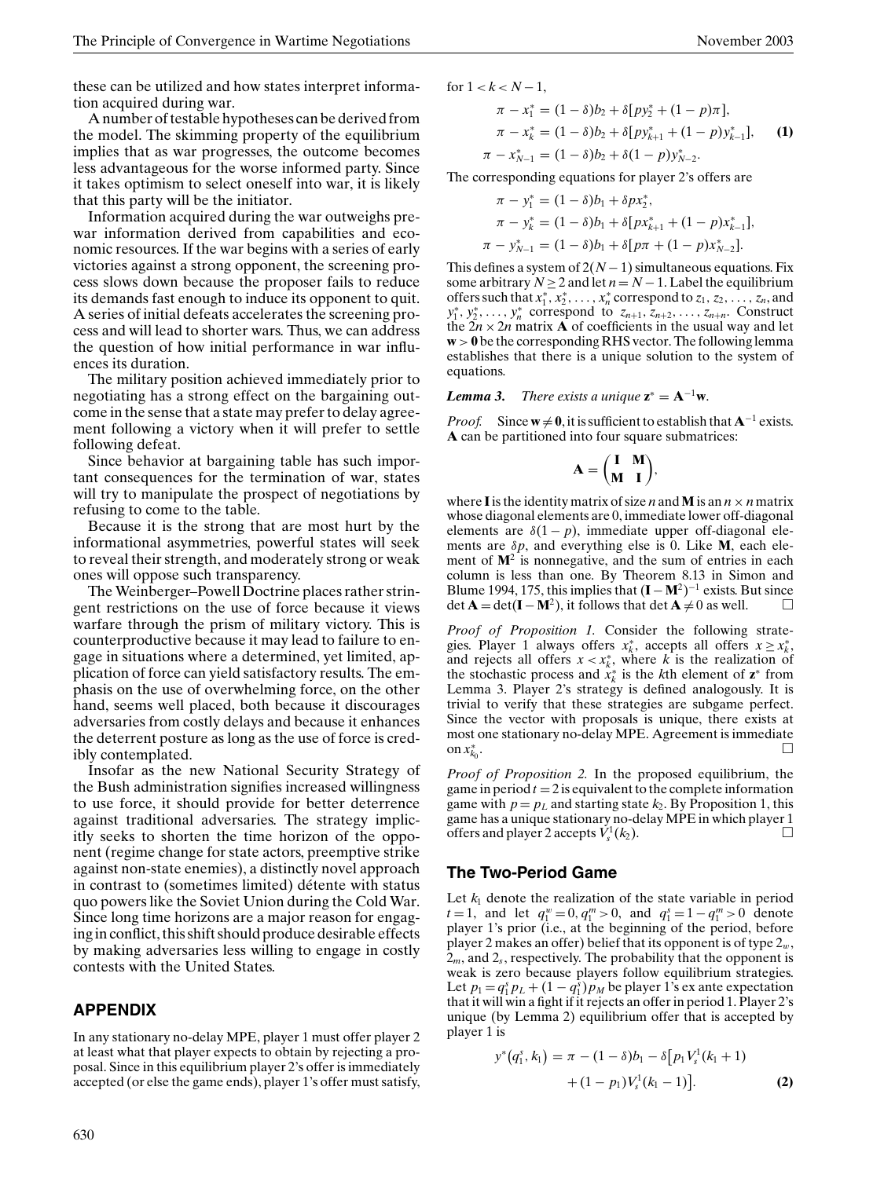these can be utilized and how states interpret information acquired during war.

A number of testable hypotheses can be derived from the model. The skimming property of the equilibrium implies that as war progresses, the outcome becomes less advantageous for the worse informed party. Since it takes optimism to select oneself into war, it is likely that this party will be the initiator.

Information acquired during the war outweighs prewar information derived from capabilities and economic resources. If the war begins with a series of early victories against a strong opponent, the screening process slows down because the proposer fails to reduce its demands fast enough to induce its opponent to quit. A series of initial defeats accelerates the screening process and will lead to shorter wars. Thus, we can address the question of how initial performance in war influences its duration.

The military position achieved immediately prior to negotiating has a strong effect on the bargaining outcome in the sense that a state may prefer to delay agreement following a victory when it will prefer to settle following defeat.

Since behavior at bargaining table has such important consequences for the termination of war, states will try to manipulate the prospect of negotiations by refusing to come to the table.

Because it is the strong that are most hurt by the informational asymmetries, powerful states will seek to reveal their strength, and moderately strong or weak ones will oppose such transparency.

The Weinberger–Powell Doctrine places rather stringent restrictions on the use of force because it views warfare through the prism of military victory. This is counterproductive because it may lead to failure to engage in situations where a determined, yet limited, application of force can yield satisfactory results. The emphasis on the use of overwhelming force, on the other hand, seems well placed, both because it discourages adversaries from costly delays and because it enhances the deterrent posture as long as the use of force is credibly contemplated.

Insofar as the new National Security Strategy of the Bush administration signifies increased willingness to use force, it should provide for better deterrence against traditional adversaries. The strategy implicitly seeks to shorten the time horizon of the opponent (regime change for state actors, preemptive strike against non-state enemies), a distinctly novel approach in contrast to (sometimes limited) détente with status quo powers like the Soviet Union during the Cold War. Since long time horizons are a major reason for engaging in conflict, this shift should produce desirable effects by making adversaries less willing to engage in costly contests with the United States.

## APPENDIX

In any stationary no-delay MPE, player 1 must offer player 2 at least what that player expects to obtain by rejecting a proposal. Since in this equilibrium player 2's offer is immediately accepted (or else the game ends), player 1's offer must satisfy, for $1 < k < N-1$,

$$
\begin{aligned}
\pi - x_1^* &= (1-\delta)b_2 + \delta[p y_2^* + (1-p)\pi], \\
\pi - x_k^* &= (1-\delta)b_2 + \delta[p y_{k+1}^* + (1-p)y_{k-1}^*], \\
\pi - x_{N-1}^* &= (1-\delta)b_2 + \delta(1-p)y_{N-2}^*.
\end{aligned}
\qquad \textbf{(1)}
$$

The corresponding equations for player 2's offers are

$$
\begin{aligned}
\pi - y_1^* &= (1-\delta)b_1 + \delta p x_2^*, \\
\pi - y_k^* &= (1-\delta)b_1 + \delta[p x_{k+1}^* + (1-p)x_{k-1}^*], \\
\pi - y_{N-1}^* &= (1-\delta)b_1 + \delta[p\pi + (1-p)x_{N-2}^*].
\end{aligned}
$$

This defines a system of $2(N-1)$ simultaneous equations. Fix some arbitrary $N \geq 2$ and let $n = N-1$. Label the equilibrium offers such that $x_1^*, x_2^*, \ldots, x_n^*$ correspond to $z_1, z_2, \ldots, z_n$, and $y_1^*, y_2^*, \ldots, y_n^*$ correspond to $z_{n+1}, z_{n+2}, \ldots, z_{n+n}$. Construct the $2n \times 2n$ matrix $\mathbf{A}$ of coefficients in the usual way and let $\mathbf{w} > \mathbf{0}$ be the corresponding RHS vector. The following lemma establishes that there is a unique solution to the system of equations.

***Lemma 3.*** *There exists a unique* $\mathbf{z}^* = \mathbf{A}^{-1}\mathbf{w}$.

*Proof.* Since $\mathbf{w} \neq \mathbf{0}$, it is sufficient to establish that $\mathbf{A}^{-1}$ exists. $\mathbf{A}$ can be partitioned into four square submatrices:

$$
\mathbf{A} = \begin{pmatrix} \mathbf{I} & \mathbf{M} \\ \mathbf{M} & \mathbf{I} \end{pmatrix},
$$

where $\mathbf{I}$ is the identity matrix of size $n$ and $\mathbf{M}$ is an $n \times n$ matrix whose diagonal elements are 0, immediate lower off-diagonal elements are $\delta(1-p)$, immediate upper off-diagonal elements are $\delta p$, and everything else is 0. Like $\mathbf{M}$, each element of $\mathbf{M}^2$ is nonnegative, and the sum of entries in each column is less than one. By Theorem 8.13 in Simon and Blume 1994, 175, this implies that $(\mathbf{I} - \mathbf{M}^2)^{-1}$ exists. But since $\det \mathbf{A} = \det(\mathbf{I} - \mathbf{M}^2)$, it follows that $\det \mathbf{A} \neq 0$ as well. □

*Proof of Proposition 1.* Consider the following strategies. Player 1 always offers $x_k^*$, accepts all offers $x \geq x_k^*$, and rejects all offers $x < x_k^*$, where $k$ is the realization of the stochastic process and $x_k^*$ is the $k$th element of $\mathbf{z}^*$ from Lemma 3. Player 2's strategy is defined analogously. It is trivial to verify that these strategies are subgame perfect. Since the vector with proposals is unique, there exists at most one stationary no-delay MPE. Agreement is immediate on $x_{k_0}^*$. □

*Proof of Proposition 2.* In the proposed equilibrium, the game in period $t = 2$ is equivalent to the complete information game with $p = p_L$ and starting state $k_2$. By Proposition 1, this game has a unique stationary no-delay MPE in which player 1 offers and player 2 accepts $V_s^1(k_2)$. □

## The Two-Period Game

Let $k_1$ denote the realization of the state variable in period $t = 1$, and let $q_1^w = 0, q_1^m > 0$, and $q_1^s = 1 - q_1^m > 0$ denote player 1's prior (i.e., at the beginning of the period, before player 2 makes an offer) belief that its opponent is of type $2_w$, $2_m$, and $2_s$, respectively. The probability that the opponent is weak is zero because players follow equilibrium strategies. Let $p_1 = q_1^s p_L + (1 - q_1^s) p_M$ be player 1's ex ante expectation that it will win a fight if it rejects an offer in period 1. Player 2's unique (by Lemma 2) equilibrium offer that is accepted by player 1 is

$$
y^*(q_1^s, k_1) = \pi - (1-\delta)b_1 - \delta\big[p_1 V_s^1(k_1+1) + (1-p_1)V_s^1(k_1-1)\big]. \qquad \textbf{(2)}
$$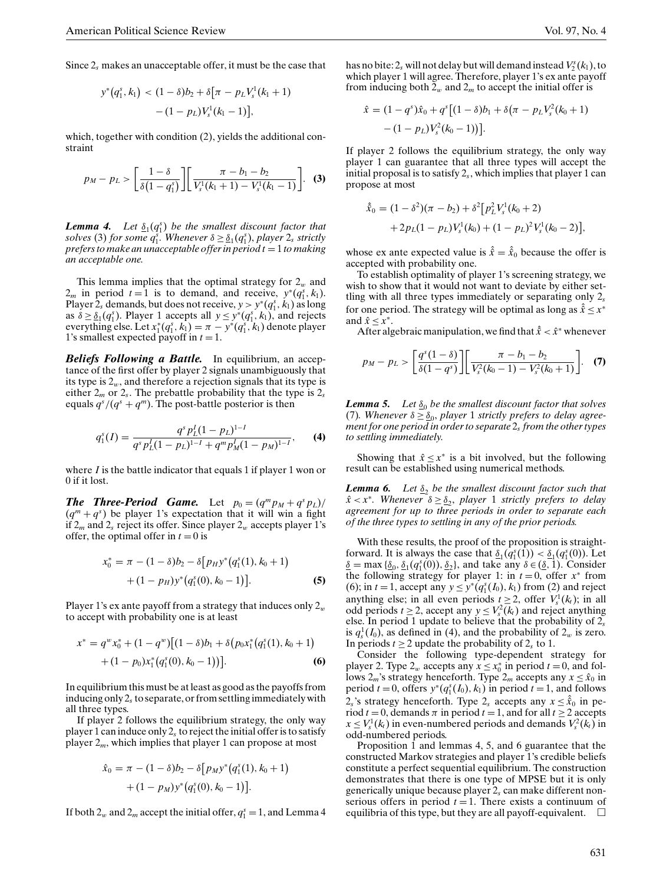Since $2_s$ makes an unacceptable offer, it must be the case that

$$y^*(q_1^s, k_1) < (1-\delta)b_2 + \delta\big[\pi - p_L V_s^1(k_1+1) - (1-p_L)V_s^1(k_1-1)\big],$$

which, together with condition (2), yields the additional constraint

$$p_M - p_L > \left[\frac{1-\delta}{\delta(1-q_1^s)}\right]\left[\frac{\pi - b_1 - b_2}{V_s^1(k_1+1) - V_s^1(k_1-1)}\right]. \quad \textbf{(3)}$$

***Lemma 4.*** *Let $\underline{\delta}_1(q_1^s)$ be the smallest discount factor that solves (3) for some $q_1^s$. Whenever $\delta \geq \underline{\delta}_1(q_1^s)$, player $2_s$ strictly prefers to make an unacceptable offer in period $t=1$ to making an acceptable one.*

This lemma implies that the optimal strategy for $2_w$ and $2_m$ in period $t=1$ is to demand, and receive, $y^*(q_1^s, k_1)$. Player $2_s$ demands, but does not receive, $y > y^*(q_1^s, k_1)$ as long as $\delta \geq \underline{\delta}_1(q_1^s)$. Player 1 accepts all $y \leq y^*(q_1^s, k_1)$, and rejects everything else. Let $x_1^*(q_1^s, k_1) = \pi - y^*(q_1^s, k_1)$ denote player 1's smallest expected payoff in $t=1$.

***Beliefs Following a Battle.*** In equilibrium, an acceptance of the first offer by player 2 signals unambiguously that its type is $2_w$, and therefore a rejection signals that its type is either $2_m$ or $2_s$. The prebattle probability that the type is $2_s$ equals $q^s/(q^s+q^m)$. The post-battle posterior is then

$$q_1^s(I) = \frac{q^s p_L^I(1-p_L)^{1-I}}{q^s p_L^I(1-p_L)^{1-I} + q^m p_M^I(1-p_M)^{1-I}}, \quad \textbf{(4)}$$

where $I$ is the battle indicator that equals 1 if player 1 won or 0 if it lost.

***The Three-Period Game.*** Let $p_0 = (q^m p_M + q^s p_L)/(q^m + q^s)$ be player 1's expectation that it will win a fight if $2_m$ and $2_s$ reject its offer. Since player $2_w$ accepts player 1's offer, the optimal offer in $t=0$ is

$$x_0^* = \pi - (1-\delta)b_2 - \delta\big[p_H y^*(q_1^s(1), k_0+1) + (1-p_H)y^*(q_1^s(0), k_0-1)\big]. \quad \textbf{(5)}$$

Player 1's ex ante payoff from a strategy that induces only $2_w$ to accept with probability one is at least

$$x^* = q^w x_0^* + (1-q^w)\big[(1-\delta)b_1 + \delta\big(p_0 x_1^*(q_1^s(1), k_0+1) + (1-p_0)x_1^*(q_1^s(0), k_0-1)\big)\big]. \quad \textbf{(6)}$$

In equilibrium this must be at least as good as the payoffs from inducing only $2_s$ to separate, or from settling immediately with all three types.

If player 2 follows the equilibrium strategy, the only way player 1 can induce only $2_s$ to reject the initial offer is to satisfy player $2_m$, which implies that player 1 can propose at most

$$\hat{x}_0 = \pi - (1-\delta)b_2 - \delta\big[p_M y^*(q_1^s(1), k_0+1) + (1-p_M)y^*(q_1^s(0), k_0-1)\big].$$

If both $2_w$ and $2_m$ accept the initial offer, $q_1^s = 1$, and Lemma 4 has no bite: $2_s$ will not delay but will demand instead $V_2^s(k_1)$, to which player 1 will agree. Therefore, player 1's ex ante payoff from inducing both $2_w$ and $2_m$ to accept the initial offer is

$$\hat{x} = (1-q^s)\hat{x}_0 + q^s\big[(1-\delta)b_1 + \delta\big(\pi - p_L V_s^2(k_0+1) - (1-p_L)V_s^2(k_0-1)\big)\big].$$

If player 2 follows the equilibrium strategy, the only way player 1 can guarantee that all three types will accept the initial proposal is to satisfy $2_s$, which implies that player 1 can propose at most

$$\hat{\hat{x}}_0 = (1-\delta^2)(\pi - b_2) + \delta^2\big[p_L^2 V_s^1(k_0+2) + 2p_L(1-p_L)V_s^1(k_0) + (1-p_L)^2 V_s^1(k_0-2)\big],$$

whose ex ante expected value is $\hat{\hat{x}} = \hat{\hat{x}}_0$ because the offer is accepted with probability one.

To establish optimality of player 1's screening strategy, we wish to show that it would not want to deviate by either settling with all three types immediately or separating only $2_s$ for one period. The strategy will be optimal as long as $\hat{\hat{x}} \leq x^*$ and $\hat{x} \leq x^*$.

After algebraic manipulation, we find that $\hat{\hat{x}} < \hat{x}^*$ whenever

$$p_M - p_L > \left[\frac{q^s(1-\delta)}{\delta(1-q^s)}\right]\left[\frac{\pi - b_1 - b_2}{V_s^2(k_0-1) - V_s^2(k_0+1)}\right]. \quad \textbf{(7)}$$

***Lemma 5.*** *Let $\underline{\delta}_0$ be the smallest discount factor that solves (7). Whenever $\delta \geq \underline{\delta}_0$, player 1 strictly prefers to delay agreement for one period in order to separate $2_s$ from the other types to settling immediately.*

Showing that $\hat{x} \leq x^*$ is a bit involved, but the following result can be established using numerical methods.

***Lemma 6.*** *Let $\underline{\delta}_2$ be the smallest discount factor such that $\hat{x} < x^*$. Whenever $\delta \geq \underline{\delta}_2$, player 1 strictly prefers to delay agreement for up to three periods in order to separate each of the three types to settling in any of the prior periods.*

With these results, the proof of the proposition is straightforward. It is always the case that $\underline{\delta}_1(q_1^s(1)) < \underline{\delta}_1(q_1^s(0))$. Let $\underline{\delta} = \max\{\underline{\delta}_0, \underline{\delta}_1(q_1^s(0)), \underline{\delta}_2\}$, and take any $\delta \in (\underline{\delta}, 1)$. Consider the following strategy for player 1: in $t=0$, offer $x^*$ from (6); in $t=1$, accept any $y \leq y^*(q_1^s(I_0), k_1)$ from (2) and reject anything else; in all even periods $t \geq 2$, offer $V_s^1(k_t)$; in all odd periods $t \geq 2$, accept any $y \leq V_s^2(k_t)$ and reject anything else. In period 1 update to believe that the probability of $2_s$ is $q_s^1(I_0)$, as defined in (4), and the probability of $2_w$ is zero. In periods $t \geq 2$ update the probability of $2_s$ to 1.

Consider the following type-dependent strategy for player 2. Type $2_w$ accepts any $x \leq x_0^*$ in period $t=0$, and follows $2_m$'s strategy henceforth. Type $2_m$ accepts any $x \leq \hat{x}_0$ in period $t=0$, offers $y^*(q_1^s(I_0), k_1)$ in period $t=1$, and follows $2_s$'s strategy henceforth. Type $2_s$ accepts any $x \leq \hat{\hat{x}}_0$ in period $t=0$, demands $\pi$ in period $t=1$, and for all $t \geq 2$ accepts $x \leq V_s^1(k_t)$ in even-numbered periods and demands $V_s^2(k_t)$ in odd-numbered periods.

Proposition 1 and lemmas 4, 5, and 6 guarantee that the constructed Markov strategies and player 1's credible beliefs constitute a perfect sequential equilibrium. The construction demonstrates that there is one type of MPSE but it is only generically unique because player $2_s$ can make different nonserious offers in period $t=1$. There exists a continuum of equilibria of this type, but they are all payoff-equivalent. □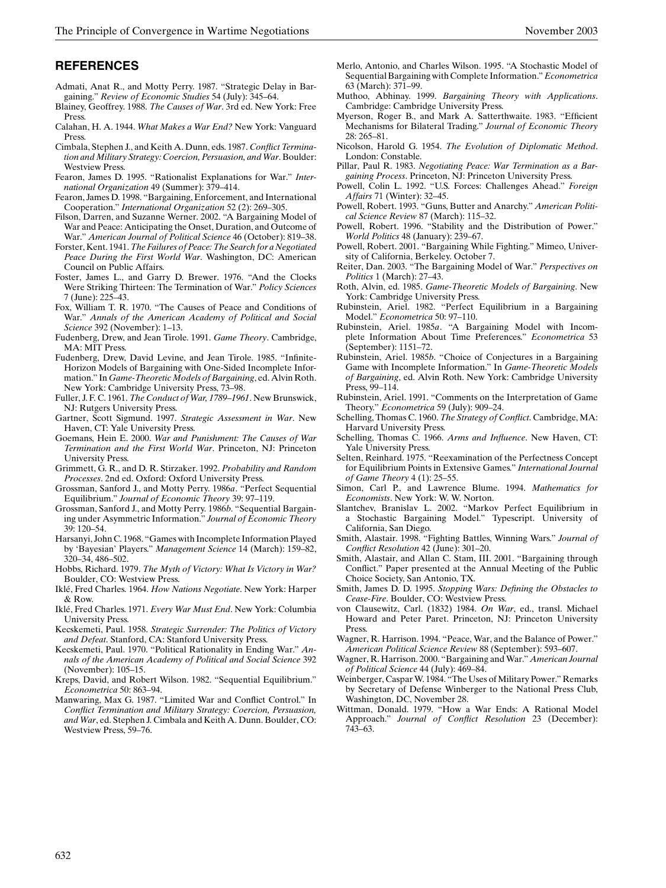## REFERENCES

Admati, Anat R., and Motty Perry. 1987. "Strategic Delay in Bargaining." *Review of Economic Studies* 54 (July): 345–64.

Blainey, Geoffrey. 1988. *The Causes of War*. 3rd ed. New York: Free Press.

Calahan, H. A. 1944. *What Makes a War End?* New York: Vanguard Press.

Cimbala, Stephen J., and Keith A. Dunn, eds. 1987. *Conflict Termination and Military Strategy: Coercion, Persuasion, and War*. Boulder: Westview Press.

Fearon, James D. 1995. "Rationalist Explanations for War." *International Organization* 49 (Summer): 379–414.

Fearon, James D. 1998. "Bargaining, Enforcement, and International Cooperation." *International Organization* 52 (2): 269–305.

Filson, Darren, and Suzanne Werner. 2002. "A Bargaining Model of War and Peace: Anticipating the Onset, Duration, and Outcome of War." *American Journal of Political Science* 46 (October): 819–38.

Forster, Kent. 1941. *The Failures of Peace: The Search for a Negotiated Peace During the First World War*. Washington, DC: American Council on Public Affairs.

Foster, James L., and Garry D. Brewer. 1976. "And the Clocks Were Striking Thirteen: The Termination of War." *Policy Sciences* 7 (June): 225–43.

Fox, William T. R. 1970. "The Causes of Peace and Conditions of War." *Annals of the American Academy of Political and Social Science* 392 (November): 1–13.

Fudenberg, Drew, and Jean Tirole. 1991. *Game Theory*. Cambridge, MA: MIT Press.

Fudenberg, Drew, David Levine, and Jean Tirole. 1985. "Infinite-Horizon Models of Bargaining with One-Sided Incomplete Information." In *Game-Theoretic Models of Bargaining*, ed. Alvin Roth. New York: Cambridge University Press, 73–98.

Fuller, J. F. C. 1961. *The Conduct of War, 1789–1961*. New Brunswick, NJ: Rutgers University Press.

Gartner, Scott Sigmund. 1997. *Strategic Assessment in War*. New Haven, CT: Yale University Press.

Goemans, Hein E. 2000. *War and Punishment: The Causes of War Termination and the First World War*. Princeton, NJ: Princeton University Press.

Grimmett, G. R., and D. R. Stirzaker. 1992. *Probability and Random Processes*. 2nd ed. Oxford: Oxford University Press.

Grossman, Sanford J., and Motty Perry. 1986*a*. "Perfect Sequential Equilibrium." *Journal of Economic Theory* 39: 97–119.

Grossman, Sanford J., and Motty Perry. 1986*b*. "Sequential Bargaining under Asymmetric Information." *Journal of Economic Theory* 39: 120–54.

Harsanyi, John C. 1968. "Games with Incomplete Information Played by 'Bayesian' Players." *Management Science* 14 (March): 159–82, 320–34, 486–502.

Hobbs, Richard. 1979. *The Myth of Victory: What Is Victory in War?* Boulder, CO: Westview Press.

Iklé, Fred Charles. 1964. *How Nations Negotiate*. New York: Harper & Row.

Iklé, Fred Charles. 1971. *Every War Must End*. New York: Columbia University Press.

Kecskemeti, Paul. 1958. *Strategic Surrender: The Politics of Victory and Defeat*. Stanford, CA: Stanford University Press.

Kecskemeti, Paul. 1970. "Political Rationality in Ending War." *Annals of the American Academy of Political and Social Science* 392 (November): 105–15.

Kreps, David, and Robert Wilson. 1982. "Sequential Equilibrium." *Econometrica* 50: 863–94.

Manwaring, Max G. 1987. "Limited War and Conflict Control." In *Conflict Termination and Military Strategy: Coercion, Persuasion, and War*, ed. Stephen J. Cimbala and Keith A. Dunn. Boulder, CO: Westview Press, 59–76.

Merlo, Antonio, and Charles Wilson. 1995. "A Stochastic Model of Sequential Bargaining with Complete Information." *Econometrica* 63 (March): 371–99.

Muthoo, Abhinay. 1999. *Bargaining Theory with Applications*. Cambridge: Cambridge University Press.

Myerson, Roger B., and Mark A. Satterthwaite. 1983. "Efficient Mechanisms for Bilateral Trading." *Journal of Economic Theory* 28: 265–81.

Nicolson, Harold G. 1954. *The Evolution of Diplomatic Method*. London: Constable.

Pillar, Paul R. 1983. *Negotiating Peace: War Termination as a Bargaining Process*. Princeton, NJ: Princeton University Press.

Powell, Colin L. 1992. "U.S. Forces: Challenges Ahead." *Foreign Affairs* 71 (Winter): 32–45.

Powell, Robert. 1993. "Guns, Butter and Anarchy." *American Political Science Review* 87 (March): 115–32.

Powell, Robert. 1996. "Stability and the Distribution of Power." *World Politics* 48 (January): 239–67.

Powell, Robert. 2001. "Bargaining While Fighting." Mimeo, University of California, Berkeley. October 7.

Reiter, Dan. 2003. "The Bargaining Model of War." *Perspectives on Politics* 1 (March): 27–43.

Roth, Alvin, ed. 1985. *Game-Theoretic Models of Bargaining*. New York: Cambridge University Press.

Rubinstein, Ariel. 1982. "Perfect Equilibrium in a Bargaining Model." *Econometrica* 50: 97–110.

Rubinstein, Ariel. 1985*a*. "A Bargaining Model with Incomplete Information About Time Preferences." *Econometrica* 53 (September): 1151–72.

Rubinstein, Ariel. 1985*b*. "Choice of Conjectures in a Bargaining Game with Incomplete Information." In *Game-Theoretic Models of Bargaining*, ed. Alvin Roth. New York: Cambridge University Press, 99–114.

Rubinstein, Ariel. 1991. "Comments on the Interpretation of Game Theory." *Econometrica* 59 (July): 909–24.

Schelling, Thomas C. 1960. *The Strategy of Conflict*. Cambridge, MA: Harvard University Press.

Schelling, Thomas C. 1966. *Arms and Influence*. New Haven, CT: Yale University Press.

Selten, Reinhard. 1975. "Reexamination of the Perfectness Concept for Equilibrium Points in Extensive Games." *International Journal of Game Theory* 4 (1): 25–55.

Simon, Carl P., and Lawrence Blume. 1994. *Mathematics for Economists*. New York: W. W. Norton.

Slantchev, Branislav L. 2002. "Markov Perfect Equilibrium in a Stochastic Bargaining Model." Typescript. University of California, San Diego.

Smith, Alastair. 1998. "Fighting Battles, Winning Wars." *Journal of Conflict Resolution* 42 (June): 301–20.

Smith, Alastair, and Allan C. Stam, III. 2001. "Bargaining through Conflict." Paper presented at the Annual Meeting of the Public Choice Society, San Antonio, TX.

Smith, James D. D. 1995. *Stopping Wars: Defining the Obstacles to Cease-Fire*. Boulder, CO: Westview Press.

von Clausewitz, Carl. (1832) 1984. *On War*, ed., transl. Michael Howard and Peter Paret. Princeton, NJ: Princeton University Press.

Wagner, R. Harrison. 1994. "Peace, War, and the Balance of Power." *American Political Science Review* 88 (September): 593–607.

Wagner, R. Harrison. 2000. "Bargaining and War." *American Journal of Political Science* 44 (July): 469–84.

Weinberger, Caspar W. 1984. "The Uses of Military Power." Remarks by Secretary of Defense Winberger to the National Press Club, Washington, DC, November 28.

Wittman, Donald. 1979. "How a War Ends: A Rational Model Approach." *Journal of Conflict Resolution* 23 (December): 743–63.